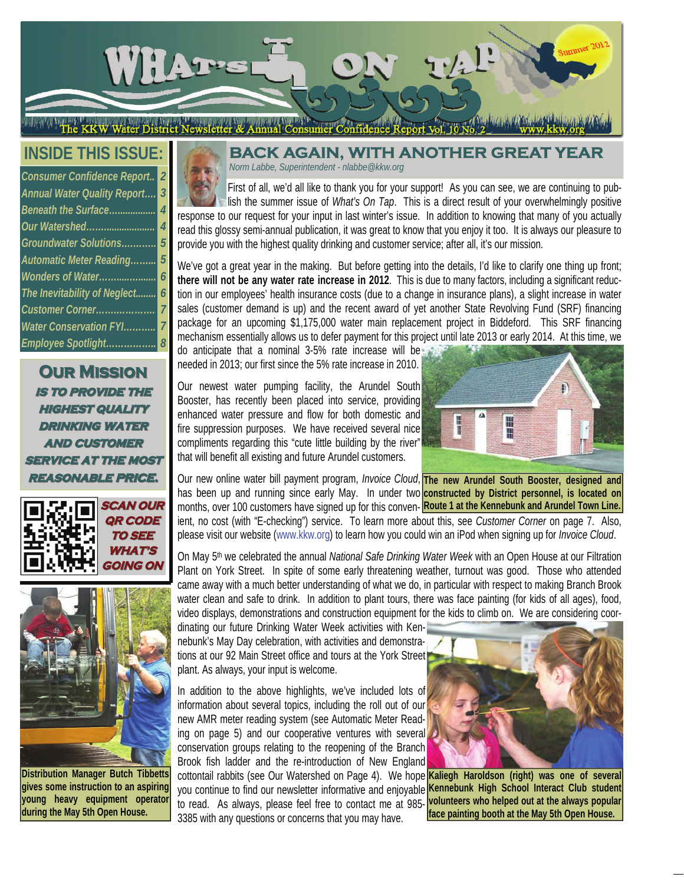# WHAT'S ON TAP

Summer 2012

The KKW Water District Newsletter & Annual Consumer Confidence Report Vol. 10 No. 2 www.kkw.org

## INSIDE THIS ISSUE:

- *Consumer Confidence Report..* 2
- *Annual Water Quality Report....* 3
- *Beneath the Surface..................* 4
- *Our Watershed..........................* 4
- *Groundwater Solutions............* 5
- *Automatic Meter Reading.........* 5
- *Wonders of Water....................* 6
- *The Inevitability of Neglect........* 6
- *Customer Corner....................* 7
- *Water Conservation FYI...........* 7
- *Employee Spotlight.................* 8

## OUR MISSION

***IS TO PROVIDE THE HIGHEST QUALITY DRINKING WATER AND CUSTOMER SERVICE AT THE MOST REASONABLE PRICE.***

***SCAN OUR QR CODE TO SEE WHAT'S GOING ON***

**Distribution Manager Butch Tibbetts gives some instruction to an aspiring young heavy equipment operator during the May 5th Open House.**

## BACK AGAIN, WITH ANOTHER GREAT YEAR

*Norm Labbe, Superintendent - nlabbe@kkw.org*

First of all, we'd all like to thank you for your support! As you can see, we are continuing to publish the summer issue of *What's On Tap*. This is a direct result of your overwhelmingly positive response to our request for your input in last winter's issue. In addition to knowing that many of you actually read this glossy semi-annual publication, it was great to know that you enjoy it too. It is always our pleasure to provide you with the highest quality drinking water and customer service; after all, it's our mission.

We've got a great year in the making. But before getting into the details, I'd like to clarify one thing up front; **there will not be any water rate increase in 2012**. This is due to many factors, including a significant reduction in our employees' health insurance costs (due to a change in insurance plans), a slight increase in water sales (customer demand is up) and the recent award of yet another State Revolving Fund (SRF) financing package for an upcoming $1,175,000 water main replacement project in Biddeford. This SRF financing mechanism essentially allows us to defer payment for this project until late 2013 or early 2014. At this time, we do anticipate that a nominal 3-5% rate increase will be needed in 2013; our first since the 5% rate increase in 2010.

Our newest water pumping facility, the Arundel South Booster, has recently been placed into service, providing enhanced water pressure and flow for both domestic and fire suppression purposes. We have received several nice compliments regarding this "cute little building by the river" that will benefit all existing and future Arundel customers.

**The new Arundel South Booster, designed and constructed by District personnel, is located on Route 1 at the Kennebunk and Arundel Town Line.**

Our new online water bill payment program, *Invoice Cloud*, has been up and running since early May. In under two months, over 100 customers have signed up for this convenient, no cost (with "E-checking") service. To learn more about this, see *Customer Corner* on page 7. Also, please visit our website (www.kkw.org) to learn how you could win an iPod when signing up for *Invoice Cloud*.

On May 5th we celebrated the annual *National Safe Drinking Water Week* with an Open House at our Filtration Plant on York Street. In spite of some early threatening weather, turnout was good. Those who attended came away with a much better understanding of what we do, in particular with respect to making Branch Brook water clean and safe to drink. In addition to plant tours, there was face painting (for kids of all ages), food, video displays, demonstrations and construction equipment for the kids to climb on. We are considering coordinating our future Drinking Water Week activities with Kennebunk's May Day celebration, with activities and demonstrations at our 92 Main Street office and tours at the York Street plant. As always, your input is welcome.

In addition to the above highlights, we've included lots of information about several topics, including the roll out of our new AMR meter reading system (see Automatic Meter Reading on page 5) and our cooperative ventures with several conservation groups relating to the reopening of the Branch Brook fish ladder and the re-introduction of New England cottontail rabbits (see Our Watershed on Page 4). We hope you continue to find our newsletter informative and enjoyable to read. As always, please feel free to contact me at 985-3385 with any questions or concerns that you may have.

**Kaliegh Haroldson (right) was one of several Kennebunk High School Interact Club student volunteers who helped out at the always popular face painting booth at the May 5th Open House.**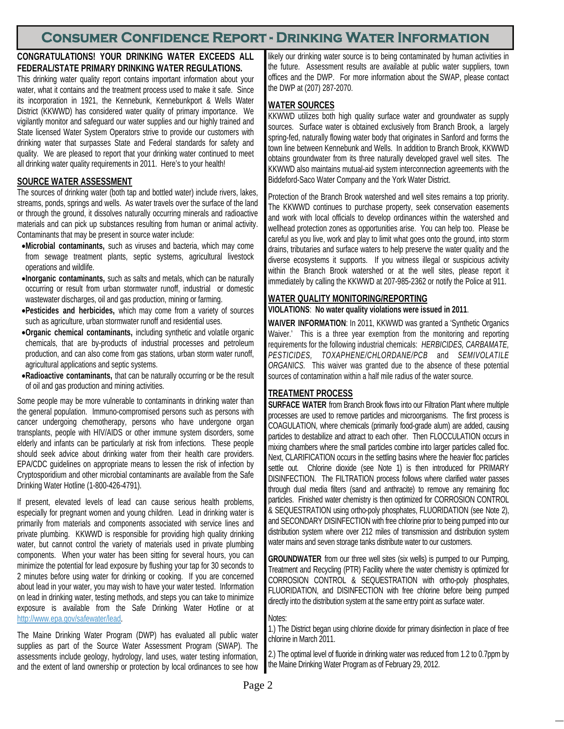# Consumer Confidence Report - Drinking Water Information

**CONGRATULATIONS! YOUR DRINKING WATER EXCEEDS ALL FEDERAL/STATE PRIMARY DRINKING WATER REGULATIONS.**

This drinking water quality report contains important information about your water, what it contains and the treatment process used to make it safe. Since its incorporation in 1921, the Kennebunk, Kennebunkport & Wells Water District (KKWWD) has considered water quality of primary importance. We vigilantly monitor and safeguard our water supplies and our highly trained and State licensed Water System Operators strive to provide our customers with drinking water that surpasses State and Federal standards for safety and quality. We are pleased to report that your drinking water continued to meet all drinking water quality requirements in 2011. Here's to your health!

## SOURCE WATER ASSESSMENT

The sources of drinking water (both tap and bottled water) include rivers, lakes, streams, ponds, springs and wells. As water travels over the surface of the land or through the ground, it dissolves naturally occurring minerals and radioactive materials and can pick up substances resulting from human or animal activity. Contaminants that may be present in source water include:

- **Microbial contaminants,** such as viruses and bacteria, which may come from sewage treatment plants, septic systems, agricultural livestock operations and wildlife.
- **Inorganic contaminants,** such as salts and metals, which can be naturally occurring or result from urban stormwater runoff, industrial or domestic wastewater discharges, oil and gas production, mining or farming.
- **Pesticides and herbicides,** which may come from a variety of sources such as agriculture, urban stormwater runoff and residential uses.
- **Organic chemical contaminants,** including synthetic and volatile organic chemicals, that are by-products of industrial processes and petroleum production, and can also come from gas stations, urban storm water runoff, agricultural applications and septic systems.
- **Radioactive contaminants,** that can be naturally occurring or be the result of oil and gas production and mining activities.

Some people may be more vulnerable to contaminants in drinking water than the general population. Immuno-compromised persons such as persons with cancer undergoing chemotherapy, persons who have undergone organ transplants, people with HIV/AIDS or other immune system disorders, some elderly and infants can be particularly at risk from infections. These people should seek advice about drinking water from their health care providers. EPA/CDC guidelines on appropriate means to lessen the risk of infection by Cryptosporidium and other microbial contaminants are available from the Safe Drinking Water Hotline (1-800-426-4791).

If present, elevated levels of lead can cause serious health problems, especially for pregnant women and young children. Lead in drinking water is primarily from materials and components associated with service lines and private plumbing. KKWWD is responsible for providing high quality drinking water, but cannot control the variety of materials used in private plumbing components. When your water has been sitting for several hours, you can minimize the potential for lead exposure by flushing your tap for 30 seconds to 2 minutes before using water for drinking or cooking. If you are concerned about lead in your water, you may wish to have your water tested. Information on lead in drinking water, testing methods, and steps you can take to minimize exposure is available from the Safe Drinking Water Hotline or at http://www.epa.gov/safewater/lead.

The Maine Drinking Water Program (DWP) has evaluated all public water supplies as part of the Source Water Assessment Program (SWAP). The assessments include geology, hydrology, land uses, water testing information, and the extent of land ownership or protection by local ordinances to see how likely our drinking water source is to being contaminated by human activities in the future. Assessment results are available at public water suppliers, town offices and the DWP. For more information about the SWAP, please contact the DWP at (207) 287-2070.

## WATER SOURCES

KKWWD utilizes both high quality surface water and groundwater as supply sources. Surface water is obtained exclusively from Branch Brook, a largely spring-fed, naturally flowing water body that originates in Sanford and forms the town line between Kennebunk and Wells. In addition to Branch Brook, KKWWD obtains groundwater from its three naturally developed gravel well sites. The KKWWD also maintains mutual-aid system interconnection agreements with the Biddeford-Saco Water Company and the York Water District.

Protection of the Branch Brook watershed and well sites remains a top priority. The KKWWD continues to purchase property, seek conservation easements and work with local officials to develop ordinances within the watershed and wellhead protection zones as opportunities arise. You can help too. Please be careful as you live, work and play to limit what goes onto the ground, into storm drains, tributaries and surface waters to help preserve the water quality and the diverse ecosystems it supports. If you witness illegal or suspicious activity within the Branch Brook watershed or at the well sites, please report it immediately by calling the KKWWD at 207-985-2362 or notify the Police at 911.

## WATER QUALITY MONITORING/REPORTING

**VIOLATIONS**: **No water quality violations were issued in 2011**.

**WAIVER INFORMATION**: In 2011, KKWWD was granted a 'Synthetic Organics Waiver.' This is a three year exemption from the monitoring and reporting requirements for the following industrial chemicals: *HERBICIDES, CARBAMATE, PESTICIDES, TOXAPHENE/CHLORDANE/PCB* and *SEMIVOLATILE ORGANICS.* This waiver was granted due to the absence of these potential sources of contamination within a half mile radius of the water source.

## TREATMENT PROCESS

**SURFACE WATER** from Branch Brook flows into our Filtration Plant where multiple processes are used to remove particles and microorganisms. The first process is COAGULATION, where chemicals (primarily food-grade alum) are added, causing particles to destabilize and attract to each other. Then FLOCCULATION occurs in mixing chambers where the small particles combine into larger particles called floc. Next, CLARIFICATION occurs in the settling basins where the heavier floc particles settle out. Chlorine dioxide (see Note 1) is then introduced for PRIMARY DISINFECTION. The FILTRATION process follows where clarified water passes through dual media filters (sand and anthracite) to remove any remaining floc particles. Finished water chemistry is then optimized for CORROSION CONTROL & SEQUESTRATION using ortho-poly phosphates, FLUORIDATION (see Note 2), and SECONDARY DISINFECTION with free chlorine prior to being pumped into our distribution system where over 212 miles of transmission and distribution system water mains and seven storage tanks distribute water to our customers.

**GROUNDWATER** from our three well sites (six wells) is pumped to our Pumping, Treatment and Recycling (PTR) Facility where the water chemistry is optimized for CORROSION CONTROL & SEQUESTRATION with ortho-poly phosphates, FLUORIDATION, and DISINFECTION with free chlorine before being pumped directly into the distribution system at the same entry point as surface water.

Notes:

1.) The District began using chlorine dioxide for primary disinfection in place of free chlorine in March 2011.

2.) The optimal level of fluoride in drinking water was reduced from 1.2 to 0.7ppm by the Maine Drinking Water Program as of February 29, 2012.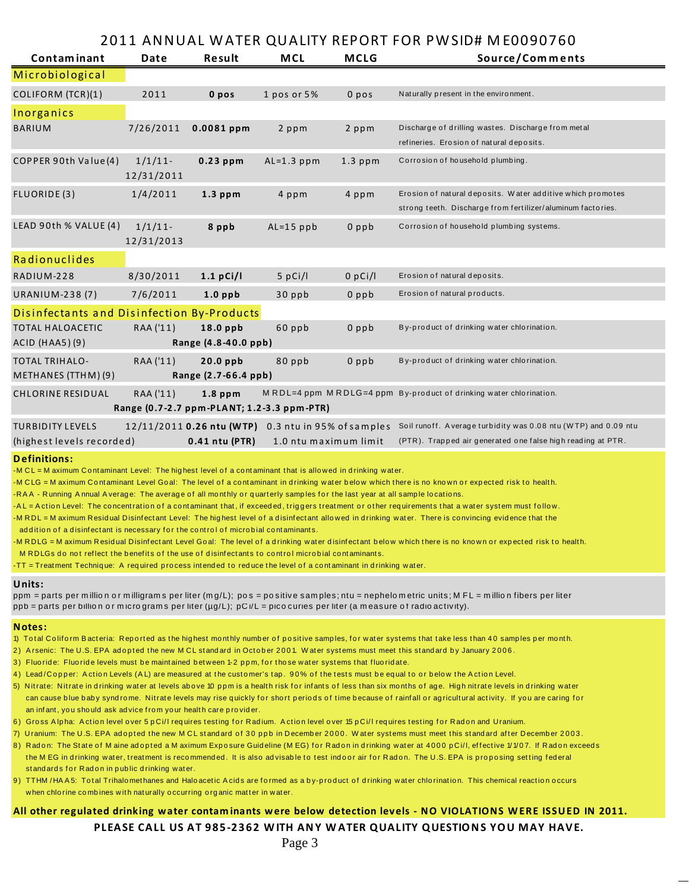# 2011 ANNUAL WATER QUALITY REPORT FOR PWSID# ME0090760

| Contaminant | Date | Result | MCL | MCLG | Source/Comments |
|---|---|---|---|---|---|
| **Microbiological** | | | | | |
| COLIFORM (TCR)(1) | 2011 | **0 pos** | 1 pos or 5% | 0 pos | Naturally present in the environment. |
| **Inorganics** | | | | | |
| BARIUM | 7/26/2011 | **0.0081 ppm** | 2 ppm | 2 ppm | Discharge of drilling wastes. Discharge from metal refineries. Erosion of natural deposits. |
| COPPER 90th Value(4) | 1/1/11-12/31/2011 | **0.23 ppm** | AL=1.3 ppm | 1.3 ppm | Corrosion of household plumbing. |
| FLUORIDE (3) | 1/4/2011 | **1.3 ppm** | 4 ppm | 4 ppm | Erosion of natural deposits. Water additive which promotes strong teeth. Discharge from fertilizer/aluminum factories. |
| LEAD 90th % VALUE (4) | 1/1/11-12/31/2013 | **8 ppb** | AL=15 ppb | 0 ppb | Corrosion of household plumbing systems. |
| **Radionuclides** | | | | | |
| RADIUM-228 | 8/30/2011 | **1.1 pCi/l** | 5 pCi/l | 0 pCi/l | Erosion of natural deposits. |
| URANIUM-238 (7) | 7/6/2011 | **1.0 ppb** | 30 ppb | 0 ppb | Erosion of natural products. |
| **Disinfectants and Disinfection By-Products** | | | | | |
| TOTAL HALOACETIC ACID (HAA5) (9) | RAA ('11) | **18.0 ppb** **Range (4.8-40.0 ppb)** | 60 ppb | 0 ppb | By-product of drinking water chlorination. |
| TOTAL TRIHALO-METHANES (TTHM) (9) | RAA ('11) | **20.0 ppb** **Range (2.7-66.4 ppb)** | 80 ppb | 0 ppb | By-product of drinking water chlorination. |
| CHLORINE RESIDUAL | RAA ('11) | **1.8 ppm** **Range (0.7-2.7 ppm-PLANT; 1.2-3.3 ppm-PTR)** | MRDL=4 ppm | MRDLG=4 ppm | By-product of drinking water chlorination. |
| TURBIDITY LEVELS (highest levels recorded) | 12/11/2011 | **0.26 ntu (WTP)** **0.41 ntu (PTR)** | 0.3 ntu in 95% of samples 1.0 ntu maximum limit | | Soil runoff. Average turbidity was 0.08 ntu (WTP) and 0.09 ntu (PTR). Trapped air generated one false high reading at PTR. |

**Definitions:**

- MCL = Maximum Contaminant Level: The highest level of a contaminant that is allowed in drinking water.
- MCLG = Maximum Contaminant Level Goal: The level of a contaminant in drinking water below which there is no known or expected risk to health.
- RAA - Running Annual Average: The average of all monthly or quarterly samples for the last year at all sample locations.
- AL = Action Level: The concentration of a contaminant that, if exceeded, triggers treatment or other requirements that a water system must follow.
- MRDL = Maximum Residual Disinfectant Level: The highest level of a disinfectant allowed in drinking water. There is convincing evidence that the addition of a disinfectant is necessary for the control of microbial contaminants.
- MRDLG = Maximum Residual Disinfectant Level Goal: The level of a drinking water disinfectant below which there is no known or expected risk to health. MRDLGs do not reflect the benefits of the use of disinfectants to control microbial contaminants.
- TT = Treatment Technique: A required process intended to reduce the level of a contaminant in drinking water.

**Units:**

ppm = parts per million or milligrams per liter (mg/L); pos = positive samples; ntu = nephelometric units; MFL = million fibers per liter
ppb = parts per billion or micrograms per liter (µg/L); pCi/L = picocuries per liter (a measure of radioactivity).

**Notes:**

1) Total Coliform Bacteria: Reported as the highest monthly number of positive samples, for water systems that take less than 40 samples per month.
2) Arsenic: The U.S. EPA adopted the new MCL standard in October 2001. Water systems must meet this standard by January 2006.
3) Fluoride: Fluoride levels must be maintained between 1-2 ppm, for those water systems that fluoridate.
4) Lead/Copper: Action Levels (AL) are measured at the customer's tap. 90% of the tests must be equal to or below the Action Level.
5) Nitrate: Nitrate in drinking water at levels above 10 ppm is a health risk for infants of less than six months of age. High nitrate levels in drinking water can cause blue baby syndrome. Nitrate levels may rise quickly for short periods of time because of rainfall or agricultural activity. If you are caring for an infant, you should ask advice from your health care provider.
6) Gross Alpha: Action level over 5 pCi/l requires testing for Radium. Action level over 15 pCi/l requires testing for Radon and Uranium.
7) Uranium: The U.S. EPA adopted the new MCL standard of 30 ppb in December 2000. Water systems must meet this standard after December 2003.
8) Radon: The State of Maine adopted a Maximum Exposure Guideline (MEG) for Radon in drinking water at 4000 pCi/l, effective 1/1/07. If Radon exceeds the MEG in drinking water, treatment is recommended. It is also advisable to test indoor air for Radon. The U.S. EPA is proposing setting federal standards for Radon in public drinking water.
9) TTHM/HAA5: Total Trihalomethanes and Haloacetic Acids are formed as a by-product of drinking water chlorination. This chemical reaction occurs when chlorine combines with naturally occurring organic matter in water.

**All other regulated drinking water contaminants were below detection levels - NO VIOLATIONS WERE ISSUED IN 2011.**

**PLEASE CALL US AT 985-2362 WITH ANY WATER QUALITY QUESTIONS YOU MAY HAVE.**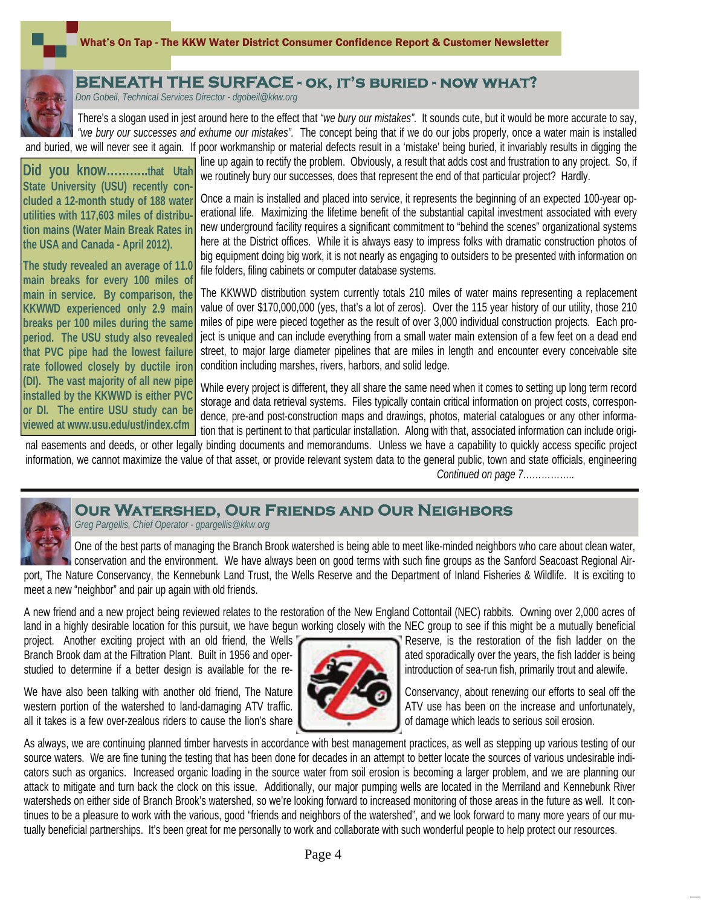## BENEATH THE SURFACE - OK, IT'S BURIED - NOW WHAT?

*Don Gobeil, Technical Services Director - dgobeil@kkw.org*

There's a slogan used in jest around here to the effect that *"we bury our mistakes"*. It sounds cute, but it would be more accurate to say, *"we bury our successes and exhume our mistakes"*. The concept being that if we do our jobs properly, once a water main is installed and buried, we will never see it again. If poor workmanship or material defects result in a 'mistake' being buried, it invariably results in digging the line up again to rectify the problem. Obviously, a result that adds cost and frustration to any project. So, if we routinely bury our successes, does that represent the end of that particular project? Hardly.

Once a main is installed and placed into service, it represents the beginning of an expected 100-year operational life. Maximizing the lifetime benefit of the substantial capital investment associated with every new underground facility requires a significant commitment to "behind the scenes" organizational systems here at the District offices. While it is always easy to impress folks with dramatic construction photos of big equipment doing big work, it is not nearly as engaging to outsiders to be presented with information on file folders, filing cabinets or computer database systems.

The KKWWD distribution system currently totals 210 miles of water mains representing a replacement value of over $170,000,000 (yes, that's a lot of zeros). Over the 115 year history of our utility, those 210 miles of pipe were pieced together as the result of over 3,000 individual construction projects. Each project is unique and can include everything from a small water main extension of a few feet on a dead end street, to major large diameter pipelines that are miles in length and encounter every conceivable site condition including marshes, rivers, harbors, and solid ledge.

While every project is different, they all share the same need when it comes to setting up long term record storage and data retrieval systems. Files typically contain critical information on project costs, correspondence, pre-and post-construction maps and drawings, photos, material catalogues or any other information that is pertinent to that particular installation. Along with that, associated information can include original easements and deeds, or other legally binding documents and memorandums. Unless we have a capability to quickly access specific project information, we cannot maximize the value of that asset, or provide relevant system data to the general public, town and state officials, engineering

*Continued on page 7……………..*

**Did you know………..that Utah State University (USU) recently concluded a 12-month study of 188 water utilities with 117,603 miles of distribution mains (Water Main Break Rates in the USA and Canada - April 2012).**

**The study revealed an average of 11.0 main breaks for every 100 miles of main in service. By comparison, the KKWWD experienced only 2.9 main breaks per 100 miles during the same period. The USU study also revealed that PVC pipe had the lowest failure rate followed closely by ductile iron (DI). The vast majority of all new pipe installed by the KKWWD is either PVC or DI. The entire USU study can be viewed at www.usu.edu/ust/index.cfm**

---

## OUR WATERSHED, OUR FRIENDS AND OUR NEIGHBORS

*Greg Pargellis, Chief Operator - gpargellis@kkw.org*

One of the best parts of managing the Branch Brook watershed is being able to meet like-minded neighbors who care about clean water, conservation and the environment. We have always been on good terms with such fine groups as the Sanford Seacoast Regional Airport, The Nature Conservancy, the Kennebunk Land Trust, the Wells Reserve and the Department of Inland Fisheries & Wildlife. It is exciting to meet a new "neighbor" and pair up again with old friends.

A new friend and a new project being reviewed relates to the restoration of the New England Cottontail (NEC) rabbits. Owning over 2,000 acres of land in a highly desirable location for this pursuit, we have begun working closely with the NEC group to see if this might be a mutually beneficial project. Another exciting project with an old friend, the Wells Reserve, is the restoration of the fish ladder on the Branch Brook dam at the Filtration Plant. Built in 1956 and operated sporadically over the years, the fish ladder is being studied to determine if a better design is available for the reintroduction of sea-run fish, primarily trout and alewife.

We have also been talking with another old friend, The Nature Conservancy, about renewing our efforts to seal off the western portion of the watershed to land-damaging ATV traffic. ATV use has been on the increase and unfortunately, all it takes is a few over-zealous riders to cause the lion's share of damage which leads to serious soil erosion.

As always, we are continuing planned timber harvests in accordance with best management practices, as well as stepping up various testing of our source waters. We are fine tuning the testing that has been done for decades in an attempt to better locate the sources of various undesirable indicators such as organics. Increased organic loading in the source water from soil erosion is becoming a larger problem, and we are planning our attack to mitigate and turn back the clock on this issue. Additionally, our major pumping wells are located in the Merriland and Kennebunk River watersheds on either side of Branch Brook's watershed, so we're looking forward to increased monitoring of those areas in the future as well. It continues to be a pleasure to work with the various, good "friends and neighbors of the watershed", and we look forward to many more years of our mutually beneficial partnerships. It's been great for me personally to work and collaborate with such wonderful people to help protect our resources.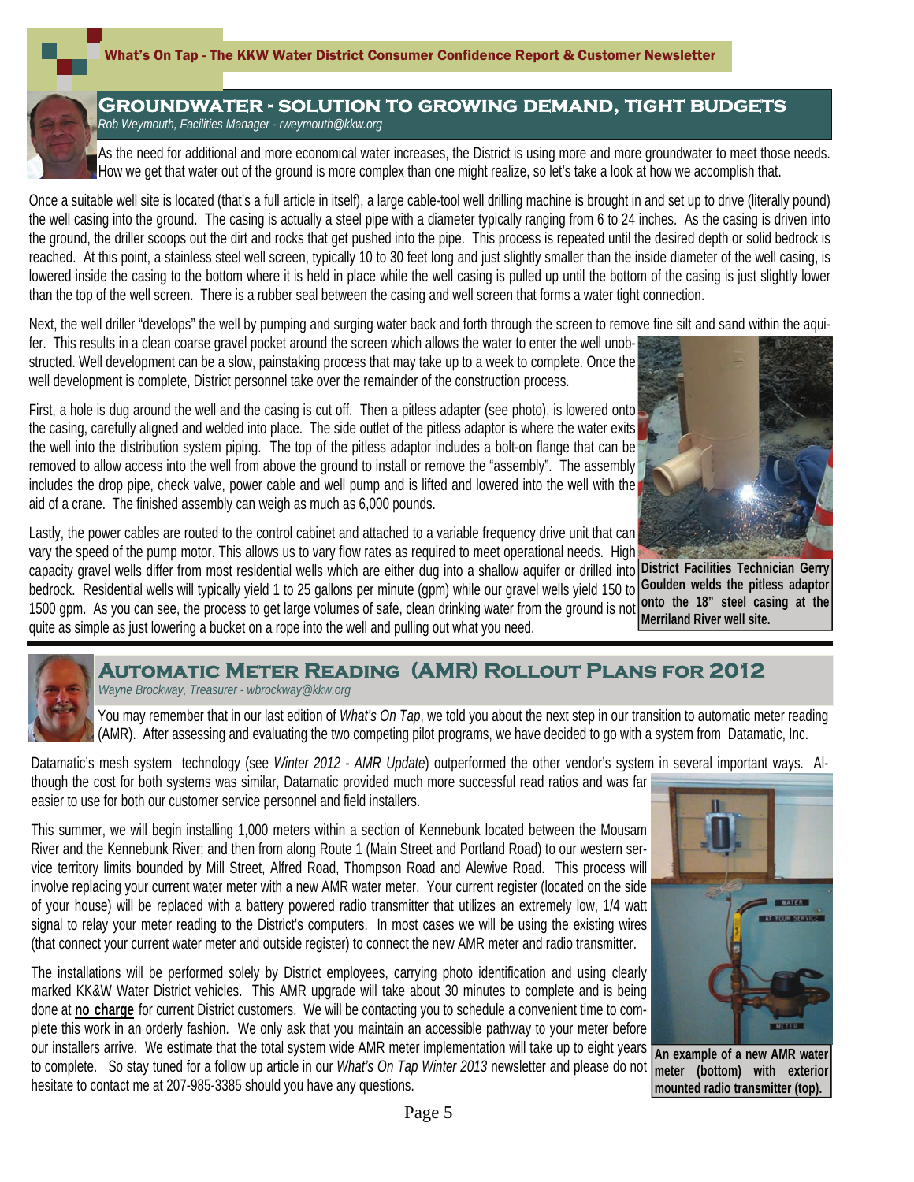## Groundwater - Solution to Growing Demand, Tight Budgets

*Rob Weymouth, Facilities Manager - rweymouth@kkw.org*

As the need for additional and more economical water increases, the District is using more and more groundwater to meet those needs. How we get that water out of the ground is more complex than one might realize, so let's take a look at how we accomplish that.

Once a suitable well site is located (that's a full article in itself), a large cable-tool well drilling machine is brought in and set up to drive (literally pound) the well casing into the ground. The casing is actually a steel pipe with a diameter typically ranging from 6 to 24 inches. As the casing is driven into the ground, the driller scoops out the dirt and rocks that get pushed into the pipe. This process is repeated until the desired depth or solid bedrock is reached. At this point, a stainless steel well screen, typically 10 to 30 feet long and just slightly smaller than the inside diameter of the well casing, is lowered inside the casing to the bottom where it is held in place while the well casing is pulled up until the bottom of the casing is just slightly lower than the top of the well screen. There is a rubber seal between the casing and well screen that forms a water tight connection.

Next, the well driller "develops" the well by pumping and surging water back and forth through the screen to remove fine silt and sand within the aquifer. This results in a clean coarse gravel pocket around the screen which allows the water to enter the well unobstructed. Well development can be a slow, painstaking process that may take up to a week to complete. Once the well development is complete, District personnel take over the remainder of the construction process.

First, a hole is dug around the well and the casing is cut off. Then a pitless adapter (see photo), is lowered onto the casing, carefully aligned and welded into place. The side outlet of the pitless adaptor is where the water exits the well into the distribution system piping. The top of the pitless adaptor includes a bolt-on flange that can be removed to allow access into the well from above the ground to install or remove the "assembly". The assembly includes the drop pipe, check valve, power cable and well pump and is lifted and lowered into the well with the aid of a crane. The finished assembly can weigh as much as 6,000 pounds.

Lastly, the power cables are routed to the control cabinet and attached to a variable frequency drive unit that can vary the speed of the pump motor. This allows us to vary flow rates as required to meet operational needs. High capacity gravel wells differ from most residential wells which are either dug into a shallow aquifer or drilled into bedrock. Residential wells will typically yield 1 to 25 gallons per minute (gpm) while our gravel wells yield 150 to 1500 gpm. As you can see, the process to get large volumes of safe, clean drinking water from the ground is not quite as simple as just lowering a bucket on a rope into the well and pulling out what you need.

**District Facilities Technician Gerry Goulden welds the pitless adaptor onto the 18" steel casing at the Merriland River well site.**

## Automatic Meter Reading (AMR) Rollout Plans for 2012

*Wayne Brockway, Treasurer - wbrockway@kkw.org*

You may remember that in our last edition of *What's On Tap*, we told you about the next step in our transition to automatic meter reading (AMR). After assessing and evaluating the two competing pilot programs, we have decided to go with a system from Datamatic, Inc.

Datamatic's mesh system technology (see *Winter 2012 - AMR Update*) outperformed the other vendor's system in several important ways. Although the cost for both systems was similar, Datamatic provided much more successful read ratios and was far easier to use for both our customer service personnel and field installers.

This summer, we will begin installing 1,000 meters within a section of Kennebunk located between the Mousam River and the Kennebunk River; and then from along Route 1 (Main Street and Portland Road) to our western service territory limits bounded by Mill Street, Alfred Road, Thompson Road and Alewive Road. This process will involve replacing your current water meter with a new AMR water meter. Your current register (located on the side of your house) will be replaced with a battery powered radio transmitter that utilizes an extremely low, 1/4 watt signal to relay your meter reading to the District's computers. In most cases we will be using the existing wires (that connect your current water meter and outside register) to connect the new AMR meter and radio transmitter.

The installations will be performed solely by District employees, carrying photo identification and using clearly marked KK&W Water District vehicles. This AMR upgrade will take about 30 minutes to complete and is being done at **no charge** for current District customers. We will be contacting you to schedule a convenient time to complete this work in an orderly fashion. We only ask that you maintain an accessible pathway to your meter before our installers arrive. We estimate that the total system wide AMR meter implementation will take up to eight years to complete. So stay tuned for a follow up article in our *What's On Tap Winter 2013* newsletter and please do not hesitate to contact me at 207-985-3385 should you have any questions.

**An example of a new AMR water meter (bottom) with exterior mounted radio transmitter (top).**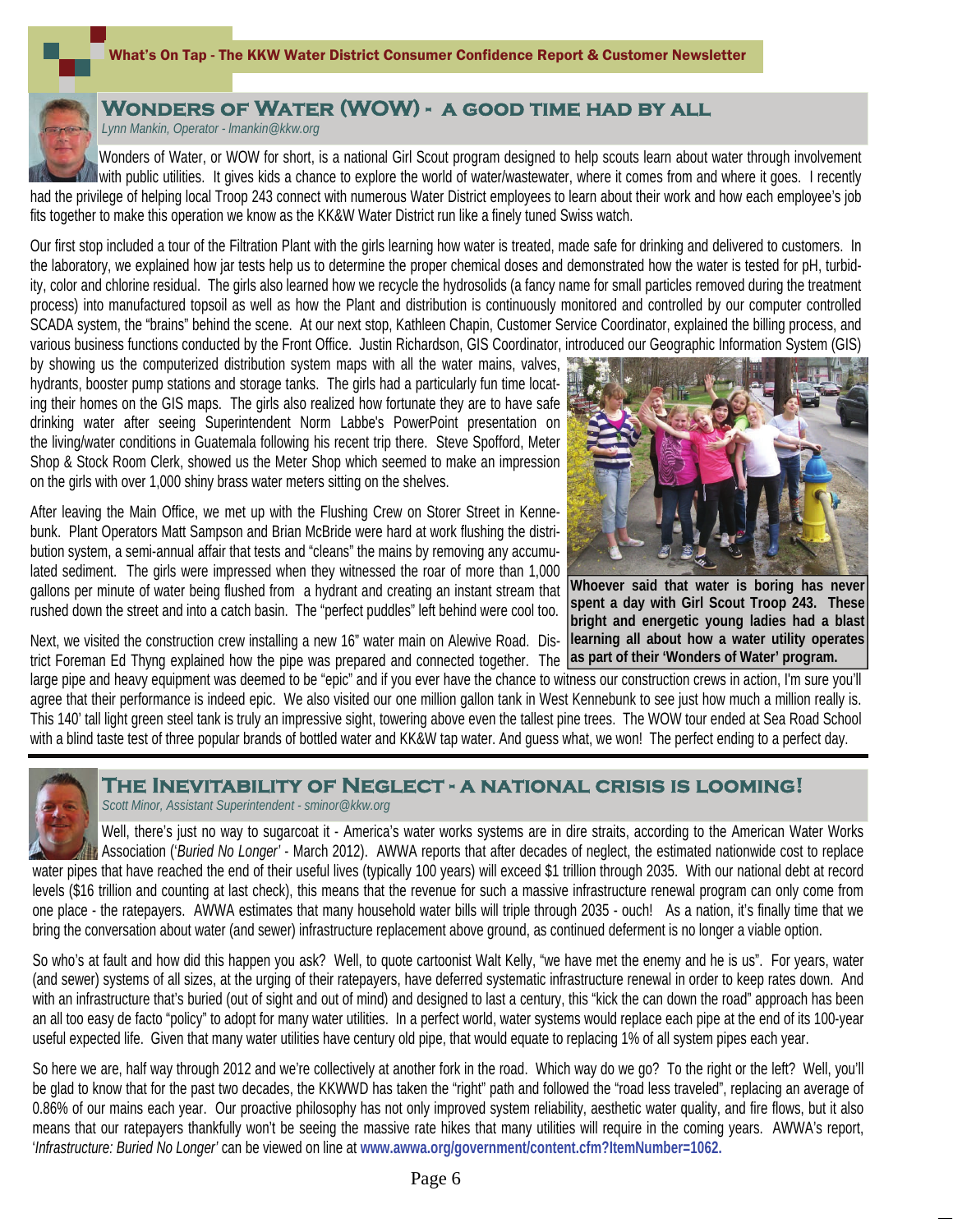## Wonders of Water (WOW) - a good time had by all

*Lynn Mankin, Operator - lmankin@kkw.org*

Wonders of Water, or WOW for short, is a national Girl Scout program designed to help scouts learn about water through involvement with public utilities. It gives kids a chance to explore the world of water/wastewater, where it comes from and where it goes. I recently had the privilege of helping local Troop 243 connect with numerous Water District employees to learn about their work and how each employee's job fits together to make this operation we know as the KK&W Water District run like a finely tuned Swiss watch.

Our first stop included a tour of the Filtration Plant with the girls learning how water is treated, made safe for drinking and delivered to customers. In the laboratory, we explained how jar tests help us to determine the proper chemical doses and demonstrated how the water is tested for pH, turbidity, color and chlorine residual. The girls also learned how we recycle the hydrosolids (a fancy name for small particles removed during the treatment process) into manufactured topsoil as well as how the Plant and distribution is continuously monitored and controlled by our computer controlled SCADA system, the "brains" behind the scene. At our next stop, Kathleen Chapin, Customer Service Coordinator, explained the billing process, and various business functions conducted by the Front Office. Justin Richardson, GIS Coordinator, introduced our Geographic Information System (GIS) by showing us the computerized distribution system maps with all the water mains, valves, hydrants, booster pump stations and storage tanks. The girls had a particularly fun time locating their homes on the GIS maps. The girls also realized how fortunate they are to have safe drinking water after seeing Superintendent Norm Labbe's PowerPoint presentation on the living/water conditions in Guatemala following his recent trip there. Steve Spofford, Meter Shop & Stock Room Clerk, showed us the Meter Shop which seemed to make an impression on the girls with over 1,000 shiny brass water meters sitting on the shelves.

After leaving the Main Office, we met up with the Flushing Crew on Storer Street in Kennebunk. Plant Operators Matt Sampson and Brian McBride were hard at work flushing the distribution system, a semi-annual affair that tests and "cleans" the mains by removing any accumulated sediment. The girls were impressed when they witnessed the roar of more than 1,000 gallons per minute of water being flushed from a hydrant and creating an instant stream that rushed down the street and into a catch basin. The "perfect puddles" left behind were cool too.

**Whoever said that water is boring has never spent a day with Girl Scout Troop 243. These bright and energetic young ladies had a blast learning all about how a water utility operates as part of their 'Wonders of Water' program.**

Next, we visited the construction crew installing a new 16" water main on Alewive Road. District Foreman Ed Thyng explained how the pipe was prepared and connected together. The large pipe and heavy equipment was deemed to be "epic" and if you ever have the chance to witness our construction crews in action, I'm sure you'll agree that their performance is indeed epic. We also visited our one million gallon tank in West Kennebunk to see just how much a million really is. This 140' tall light green steel tank is truly an impressive sight, towering above even the tallest pine trees. The WOW tour ended at Sea Road School with a blind taste test of three popular brands of bottled water and KK&W tap water. And guess what, we won! The perfect ending to a perfect day.

## The Inevitability of Neglect - a national crisis is looming!

*Scott Minor, Assistant Superintendent - sminor@kkw.org*

Well, there's just no way to sugarcoat it - America's water works systems are in dire straits, according to the American Water Works Association ('*Buried No Longer*' - March 2012). AWWA reports that after decades of neglect, the estimated nationwide cost to replace water pipes that have reached the end of their useful lives (typically 100 years) will exceed $1 trillion through 2035. With our national debt at record levels ($16 trillion and counting at last check), this means that the revenue for such a massive infrastructure renewal program can only come from one place - the ratepayers. AWWA estimates that many household water bills will triple through 2035 - ouch! As a nation, it's finally time that we bring the conversation about water (and sewer) infrastructure replacement above ground, as continued deferment is no longer a viable option.

So who's at fault and how did this happen you ask? Well, to quote cartoonist Walt Kelly, "we have met the enemy and he is us". For years, water (and sewer) systems of all sizes, at the urging of their ratepayers, have deferred systematic infrastructure renewal in order to keep rates down. And with an infrastructure that's buried (out of sight and out of mind) and designed to last a century, this "kick the can down the road" approach has been an all too easy de facto "policy" to adopt for many water utilities. In a perfect world, water systems would replace each pipe at the end of its 100-year useful expected life. Given that many water utilities have century old pipe, that would equate to replacing 1% of all system pipes each year.

So here we are, half way through 2012 and we're collectively at another fork in the road. Which way do we go? To the right or the left? Well, you'll be glad to know that for the past two decades, the KKWWD has taken the "right" path and followed the "road less traveled", replacing an average of 0.86% of our mains each year. Our proactive philosophy has not only improved system reliability, aesthetic water quality, and fire flows, but it also means that our ratepayers thankfully won't be seeing the massive rate hikes that many utilities will require in the coming years. AWWA's report, '*Infrastructure: Buried No Longer*' can be viewed on line at **www.awwa.org/government/content.cfm?ItemNumber=1062.**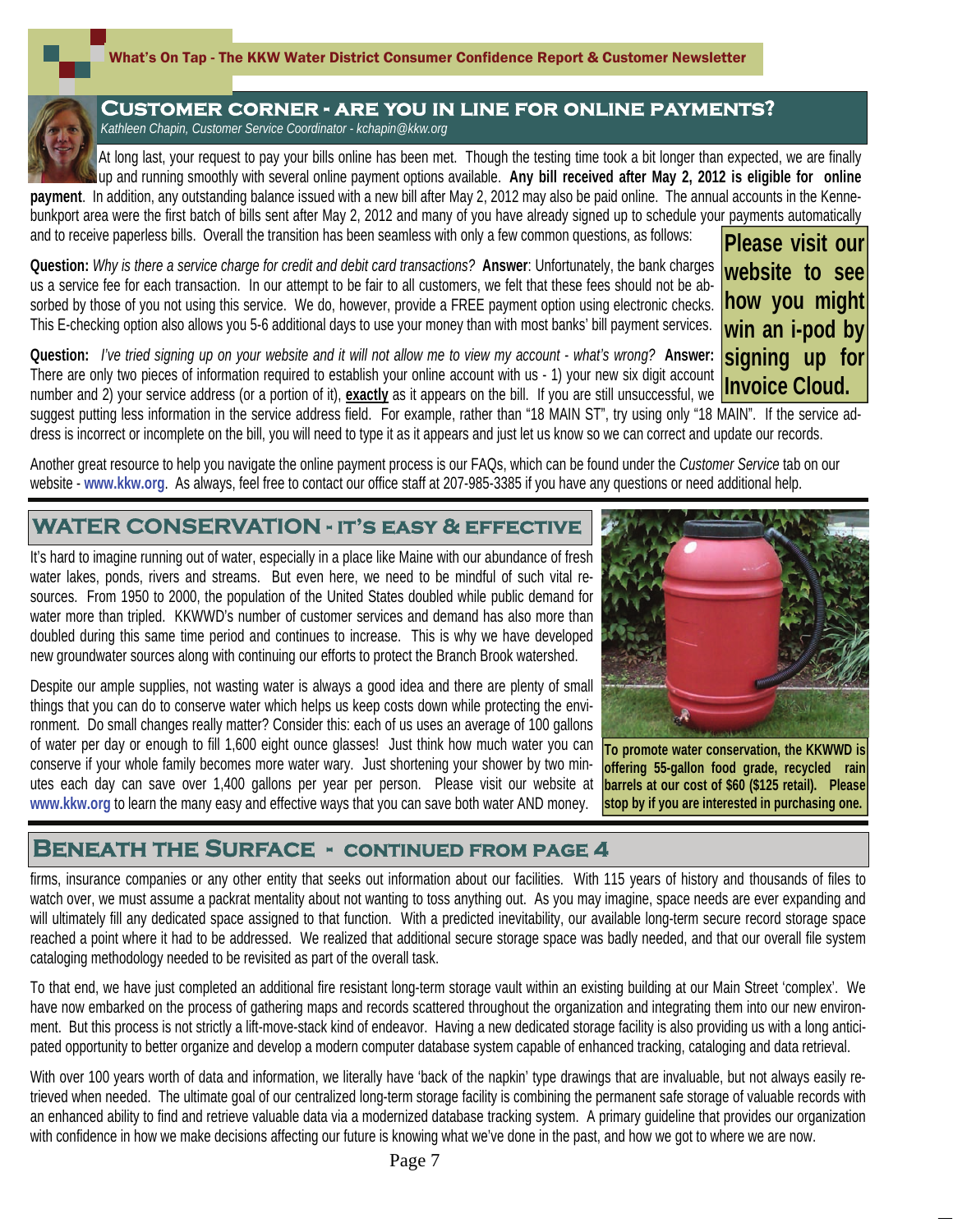## Customer Corner - Are You in Line for Online Payments?

*Kathleen Chapin, Customer Service Coordinator - kchapin@kkw.org*

At long last, your request to pay your bills online has been met. Though the testing time took a bit longer than expected, we are finally up and running smoothly with several online payment options available. **Any bill received after May 2, 2012 is eligible for online payment**. In addition, any outstanding balance issued with a new bill after May 2, 2012 may also be paid online. The annual accounts in the Kennebunkport area were the first batch of bills sent after May 2, 2012 and many of you have already signed up to schedule your payments automatically and to receive paperless bills. Overall the transition has been seamless with only a few common questions, as follows:

**Please visit our website to see how you might win an i-pod by signing up for Invoice Cloud.**

**Question:** *Why is there a service charge for credit and debit card transactions?* **Answer**: Unfortunately, the bank charges us a service fee for each transaction. In our attempt to be fair to all customers, we felt that these fees should not be absorbed by those of you not using this service. We do, however, provide a FREE payment option using electronic checks. This E-checking option also allows you 5-6 additional days to use your money than with most banks' bill payment services.

**Question:** *I've tried signing up on your website and it will not allow me to view my account - what's wrong?* **Answer:** There are only two pieces of information required to establish your online account with us - 1) your new six digit account number and 2) your service address (or a portion of it), **exactly** as it appears on the bill. If you are still unsuccessful, we suggest putting less information in the service address field. For example, rather than "18 MAIN ST", try using only "18 MAIN". If the service address is incorrect or incomplete on the bill, you will need to type it as it appears and just let us know so we can correct and update our records.

Another great resource to help you navigate the online payment process is our FAQs, which can be found under the *Customer Service* tab on our website - **www.kkw.org**. As always, feel free to contact our office staff at 207-985-3385 if you have any questions or need additional help.

## Water Conservation - It's Easy & Effective

It's hard to imagine running out of water, especially in a place like Maine with our abundance of fresh water lakes, ponds, rivers and streams. But even here, we need to be mindful of such vital resources. From 1950 to 2000, the population of the United States doubled while public demand for water more than tripled. KKWWD's number of customer services and demand has also more than doubled during this same time period and continues to increase. This is why we have developed new groundwater sources along with continuing our efforts to protect the Branch Brook watershed.

Despite our ample supplies, not wasting water is always a good idea and there are plenty of small things that you can do to conserve water which helps us keep costs down while protecting the environment. Do small changes really matter? Consider this: each of us uses an average of 100 gallons of water per day or enough to fill 1,600 eight ounce glasses! Just think how much water you can conserve if your whole family becomes more water wary. Just shortening your shower by two minutes each day can save over 1,400 gallons per year per person. Please visit our website at **www.kkw.org** to learn the many easy and effective ways that you can save both water AND money.

**To promote water conservation, the KKWWD is offering 55-gallon food grade, recycled rain barrels at our cost of $60 ($125 retail). Please stop by if you are interested in purchasing one.**

## Beneath the Surface - Continued from Page 4

firms, insurance companies or any other entity that seeks out information about our facilities. With 115 years of history and thousands of files to watch over, we must assume a packrat mentality about not wanting to toss anything out. As you may imagine, space needs are ever expanding and will ultimately fill any dedicated space assigned to that function. With a predicted inevitability, our available long-term secure record storage space reached a point where it had to be addressed. We realized that additional secure storage space was badly needed, and that our overall file system cataloging methodology needed to be revisited as part of the overall task.

To that end, we have just completed an additional fire resistant long-term storage vault within an existing building at our Main Street 'complex'. We have now embarked on the process of gathering maps and records scattered throughout the organization and integrating them into our new environment. But this process is not strictly a lift-move-stack kind of endeavor. Having a new dedicated storage facility is also providing us with a long anticipated opportunity to better organize and develop a modern computer database system capable of enhanced tracking, cataloging and data retrieval.

With over 100 years worth of data and information, we literally have 'back of the napkin' type drawings that are invaluable, but not always easily retrieved when needed. The ultimate goal of our centralized long-term storage facility is combining the permanent safe storage of valuable records with an enhanced ability to find and retrieve valuable data via a modernized database tracking system. A primary guideline that provides our organization with confidence in how we make decisions affecting our future is knowing what we've done in the past, and how we got to where we are now.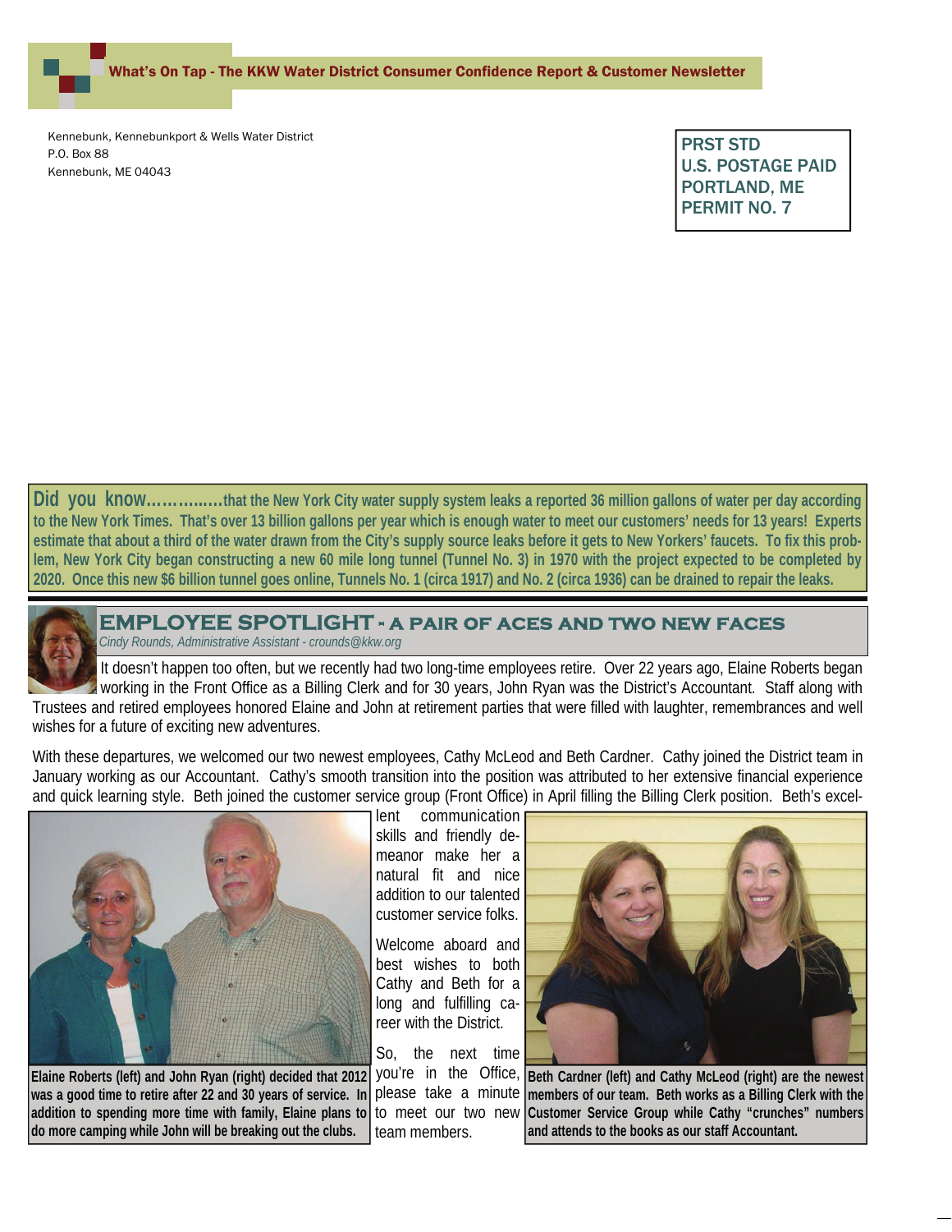What's On Tap - The KKW Water District Consumer Confidence Report & Customer Newsletter

Kennebunk, Kennebunkport & Wells Water District
P.O. Box 88
Kennebunk, ME 04043

PRST STD
U.S. POSTAGE PAID
PORTLAND, ME
PERMIT NO. 7

**Did you know……….…..that the New York City water supply system leaks a reported 36 million gallons of water per day according to the New York Times. That's over 13 billion gallons per year which is enough water to meet our customers' needs for 13 years! Experts estimate that about a third of the water drawn from the City's supply source leaks before it gets to New Yorkers' faucets. To fix this problem, New York City began constructing a new 60 mile long tunnel (Tunnel No. 3) in 1970 with the project expected to be completed by 2020. Once this new $6 billion tunnel goes online, Tunnels No. 1 (circa 1917) and No. 2 (circa 1936) can be drained to repair the leaks.**

## EMPLOYEE SPOTLIGHT - A PAIR OF ACES AND TWO NEW FACES

*Cindy Rounds, Administrative Assistant - crounds@kkw.org*

It doesn't happen too often, but we recently had two long-time employees retire. Over 22 years ago, Elaine Roberts began working in the Front Office as a Billing Clerk and for 30 years, John Ryan was the District's Accountant. Staff along with Trustees and retired employees honored Elaine and John at retirement parties that were filled with laughter, remembrances and well wishes for a future of exciting new adventures.

With these departures, we welcomed our two newest employees, Cathy McLeod and Beth Cardner. Cathy joined the District team in January working as our Accountant. Cathy's smooth transition into the position was attributed to her extensive financial experience and quick learning style. Beth joined the customer service group (Front Office) in April filling the Billing Clerk position. Beth's excellent communication skills and friendly demeanor make her a natural fit and nice addition to our talented customer service folks.

Welcome aboard and best wishes to both Cathy and Beth for a long and fulfilling career with the District.

So, the next time you're in the Office, please take a minute to meet our two new team members.

**Elaine Roberts (left) and John Ryan (right) decided that 2012 was a good time to retire after 22 and 30 years of service. In addition to spending more time with family, Elaine plans to do more camping while John will be breaking out the clubs.**

**Beth Cardner (left) and Cathy McLeod (right) are the newest members of our team. Beth works as a Billing Clerk with the Customer Service Group while Cathy "crunches" numbers and attends to the books as our staff Accountant.**